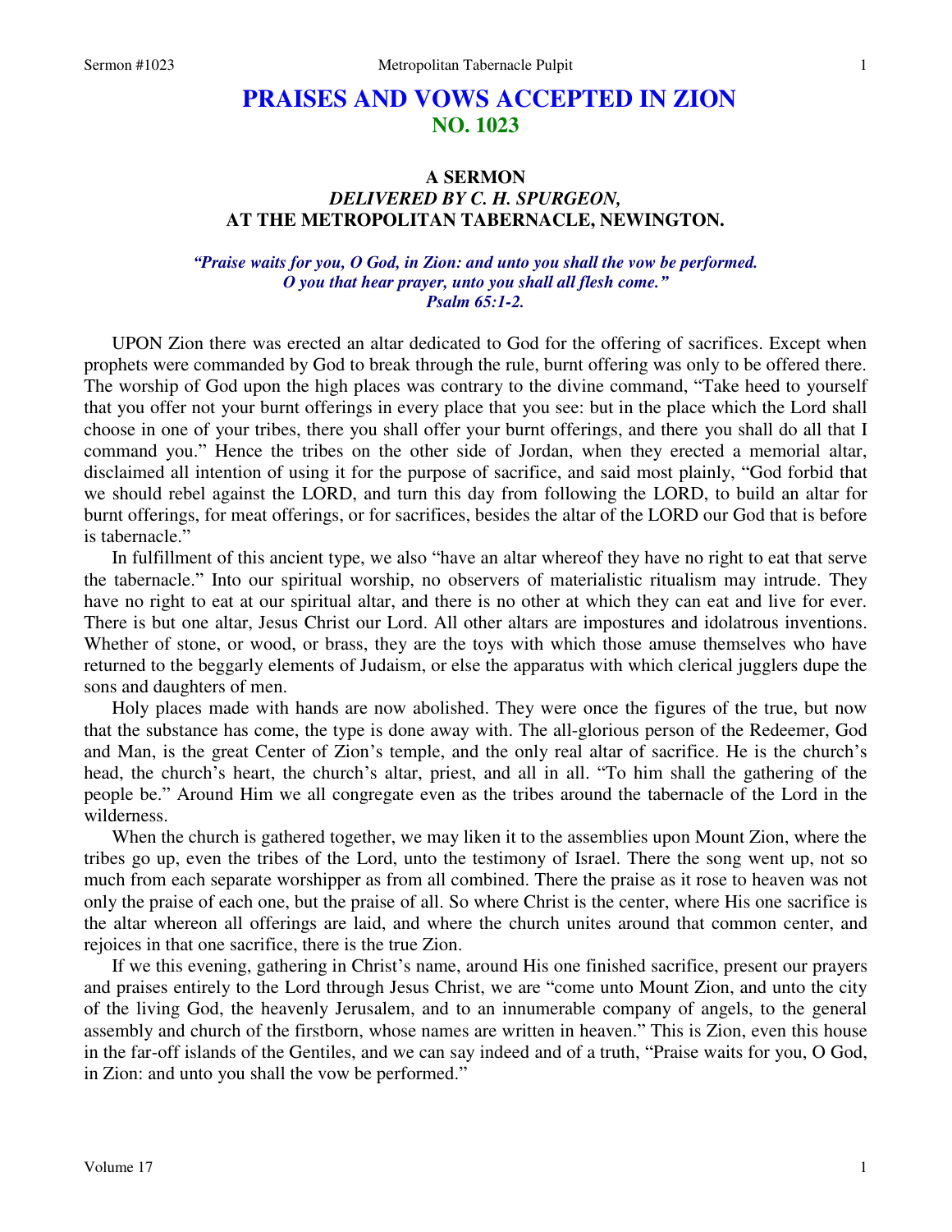# PRAISES AND VOWS ACCEPTED IN ZION
## NO. 1023

### A SERMON
### *DELIVERED BY C. H. SPURGEON,*
### AT THE METROPOLITAN TABERNACLE, NEWINGTON.

*"Praise waits for you, O God, in Zion: and unto you shall the vow be performed.*
*O you that hear prayer, unto you shall all flesh come."*
*Psalm 65:1-2.*

UPON Zion there was erected an altar dedicated to God for the offering of sacrifices. Except when prophets were commanded by God to break through the rule, burnt offering was only to be offered there. The worship of God upon the high places was contrary to the divine command, "Take heed to yourself that you offer not your burnt offerings in every place that you see: but in the place which the Lord shall choose in one of your tribes, there you shall offer your burnt offerings, and there you shall do all that I command you." Hence the tribes on the other side of Jordan, when they erected a memorial altar, disclaimed all intention of using it for the purpose of sacrifice, and said most plainly, "God forbid that we should rebel against the LORD, and turn this day from following the LORD, to build an altar for burnt offerings, for meat offerings, or for sacrifices, besides the altar of the LORD our God that is before is tabernacle."

In fulfillment of this ancient type, we also "have an altar whereof they have no right to eat that serve the tabernacle." Into our spiritual worship, no observers of materialistic ritualism may intrude. They have no right to eat at our spiritual altar, and there is no other at which they can eat and live for ever. There is but one altar, Jesus Christ our Lord. All other altars are impostures and idolatrous inventions. Whether of stone, or wood, or brass, they are the toys with which those amuse themselves who have returned to the beggarly elements of Judaism, or else the apparatus with which clerical jugglers dupe the sons and daughters of men.

Holy places made with hands are now abolished. They were once the figures of the true, but now that the substance has come, the type is done away with. The all-glorious person of the Redeemer, God and Man, is the great Center of Zion's temple, and the only real altar of sacrifice. He is the church's head, the church's heart, the church's altar, priest, and all in all. "To him shall the gathering of the people be." Around Him we all congregate even as the tribes around the tabernacle of the Lord in the wilderness.

When the church is gathered together, we may liken it to the assemblies upon Mount Zion, where the tribes go up, even the tribes of the Lord, unto the testimony of Israel. There the song went up, not so much from each separate worshipper as from all combined. There the praise as it rose to heaven was not only the praise of each one, but the praise of all. So where Christ is the center, where His one sacrifice is the altar whereon all offerings are laid, and where the church unites around that common center, and rejoices in that one sacrifice, there is the true Zion.

If we this evening, gathering in Christ's name, around His one finished sacrifice, present our prayers and praises entirely to the Lord through Jesus Christ, we are "come unto Mount Zion, and unto the city of the living God, the heavenly Jerusalem, and to an innumerable company of angels, to the general assembly and church of the firstborn, whose names are written in heaven." This is Zion, even this house in the far-off islands of the Gentiles, and we can say indeed and of a truth, "Praise waits for you, O God, in Zion: and unto you shall the vow be performed."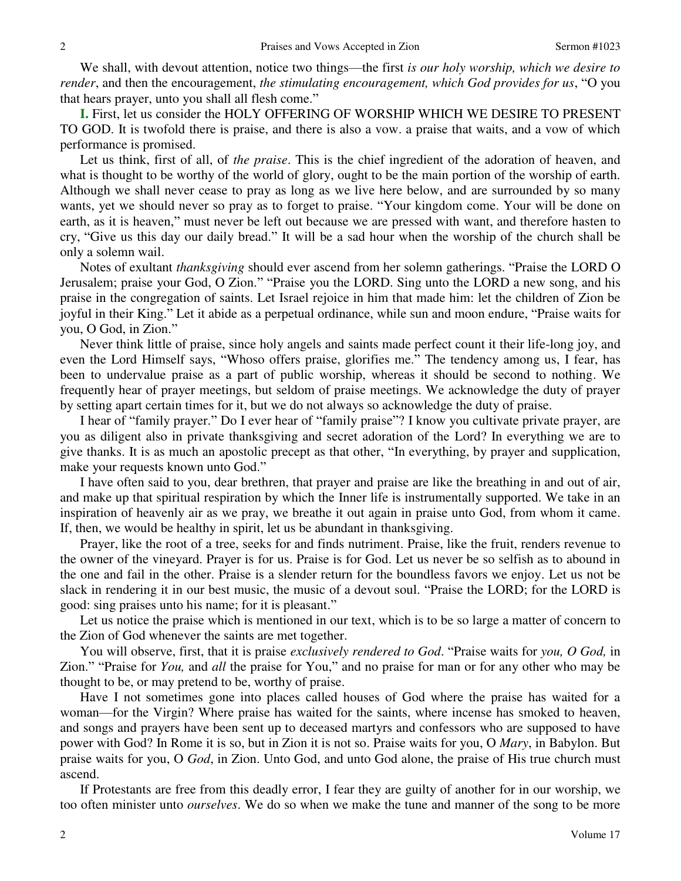We shall, with devout attention, notice two things—the first *is our holy worship, which we desire to render*, and then the encouragement, *the stimulating encouragement, which God provides for us*, "O you that hears prayer, unto you shall all flesh come."

**I.** First, let us consider the HOLY OFFERING OF WORSHIP WHICH WE DESIRE TO PRESENT TO GOD. It is twofold there is praise, and there is also a vow. a praise that waits, and a vow of which performance is promised.

Let us think, first of all, of *the praise*. This is the chief ingredient of the adoration of heaven, and what is thought to be worthy of the world of glory, ought to be the main portion of the worship of earth. Although we shall never cease to pray as long as we live here below, and are surrounded by so many wants, yet we should never so pray as to forget to praise. "Your kingdom come. Your will be done on earth, as it is heaven," must never be left out because we are pressed with want, and therefore hasten to cry, "Give us this day our daily bread." It will be a sad hour when the worship of the church shall be only a solemn wail.

Notes of exultant *thanksgiving* should ever ascend from her solemn gatherings. "Praise the LORD O Jerusalem; praise your God, O Zion." "Praise you the LORD. Sing unto the LORD a new song, and his praise in the congregation of saints. Let Israel rejoice in him that made him: let the children of Zion be joyful in their King." Let it abide as a perpetual ordinance, while sun and moon endure, "Praise waits for you, O God, in Zion."

Never think little of praise, since holy angels and saints made perfect count it their life-long joy, and even the Lord Himself says, "Whoso offers praise, glorifies me." The tendency among us, I fear, has been to undervalue praise as a part of public worship, whereas it should be second to nothing. We frequently hear of prayer meetings, but seldom of praise meetings. We acknowledge the duty of prayer by setting apart certain times for it, but we do not always so acknowledge the duty of praise.

I hear of "family prayer." Do I ever hear of "family praise"? I know you cultivate private prayer, are you as diligent also in private thanksgiving and secret adoration of the Lord? In everything we are to give thanks. It is as much an apostolic precept as that other, "In everything, by prayer and supplication, make your requests known unto God."

I have often said to you, dear brethren, that prayer and praise are like the breathing in and out of air, and make up that spiritual respiration by which the Inner life is instrumentally supported. We take in an inspiration of heavenly air as we pray, we breathe it out again in praise unto God, from whom it came. If, then, we would be healthy in spirit, let us be abundant in thanksgiving.

Prayer, like the root of a tree, seeks for and finds nutriment. Praise, like the fruit, renders revenue to the owner of the vineyard. Prayer is for us. Praise is for God. Let us never be so selfish as to abound in the one and fail in the other. Praise is a slender return for the boundless favors we enjoy. Let us not be slack in rendering it in our best music, the music of a devout soul. "Praise the LORD; for the LORD is good: sing praises unto his name; for it is pleasant."

Let us notice the praise which is mentioned in our text, which is to be so large a matter of concern to the Zion of God whenever the saints are met together.

You will observe, first, that it is praise *exclusively rendered to God*. "Praise waits for *you, O God,* in Zion." "Praise for *You,* and *all* the praise for You," and no praise for man or for any other who may be thought to be, or may pretend to be, worthy of praise.

Have I not sometimes gone into places called houses of God where the praise has waited for a woman—for the Virgin? Where praise has waited for the saints, where incense has smoked to heaven, and songs and prayers have been sent up to deceased martyrs and confessors who are supposed to have power with God? In Rome it is so, but in Zion it is not so. Praise waits for you, O *Mary*, in Babylon. But praise waits for you, O *God*, in Zion. Unto God, and unto God alone, the praise of His true church must ascend.

If Protestants are free from this deadly error, I fear they are guilty of another for in our worship, we too often minister unto *ourselves*. We do so when we make the tune and manner of the song to be more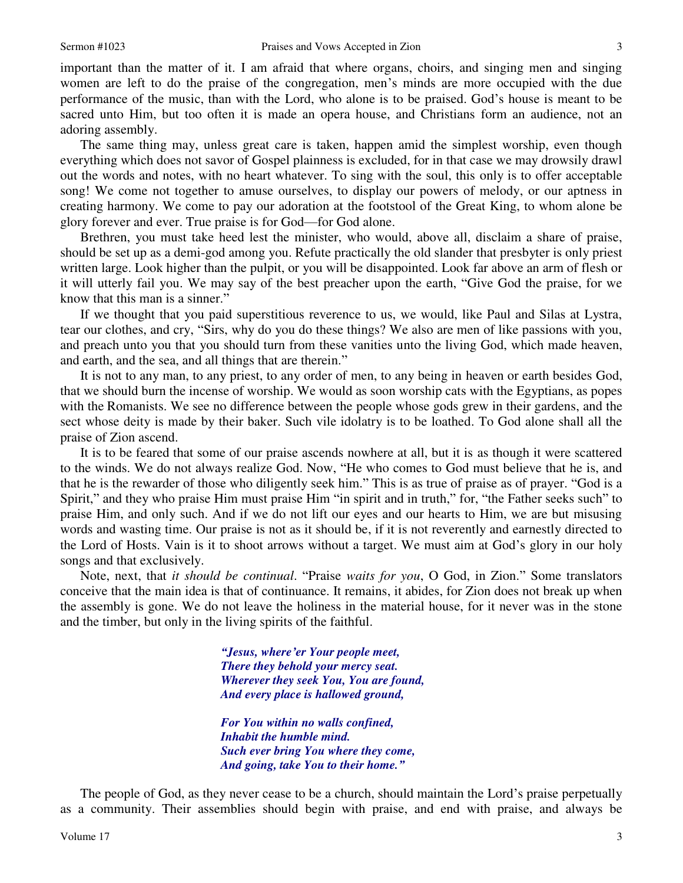important than the matter of it. I am afraid that where organs, choirs, and singing men and singing women are left to do the praise of the congregation, men's minds are more occupied with the due performance of the music, than with the Lord, who alone is to be praised. God's house is meant to be sacred unto Him, but too often it is made an opera house, and Christians form an audience, not an adoring assembly.

The same thing may, unless great care is taken, happen amid the simplest worship, even though everything which does not savor of Gospel plainness is excluded, for in that case we may drowsily drawl out the words and notes, with no heart whatever. To sing with the soul, this only is to offer acceptable song! We come not together to amuse ourselves, to display our powers of melody, or our aptness in creating harmony. We come to pay our adoration at the footstool of the Great King, to whom alone be glory forever and ever. True praise is for God—for God alone.

Brethren, you must take heed lest the minister, who would, above all, disclaim a share of praise, should be set up as a demi-god among you. Refute practically the old slander that presbyter is only priest written large. Look higher than the pulpit, or you will be disappointed. Look far above an arm of flesh or it will utterly fail you. We may say of the best preacher upon the earth, "Give God the praise, for we know that this man is a sinner."

If we thought that you paid superstitious reverence to us, we would, like Paul and Silas at Lystra, tear our clothes, and cry, "Sirs, why do you do these things? We also are men of like passions with you, and preach unto you that you should turn from these vanities unto the living God, which made heaven, and earth, and the sea, and all things that are therein."

It is not to any man, to any priest, to any order of men, to any being in heaven or earth besides God, that we should burn the incense of worship. We would as soon worship cats with the Egyptians, as popes with the Romanists. We see no difference between the people whose gods grew in their gardens, and the sect whose deity is made by their baker. Such vile idolatry is to be loathed. To God alone shall all the praise of Zion ascend.

It is to be feared that some of our praise ascends nowhere at all, but it is as though it were scattered to the winds. We do not always realize God. Now, "He who comes to God must believe that he is, and that he is the rewarder of those who diligently seek him." This is as true of praise as of prayer. "God is a Spirit," and they who praise Him must praise Him "in spirit and in truth," for, "the Father seeks such" to praise Him, and only such. And if we do not lift our eyes and our hearts to Him, we are but misusing words and wasting time. Our praise is not as it should be, if it is not reverently and earnestly directed to the Lord of Hosts. Vain is it to shoot arrows without a target. We must aim at God's glory in our holy songs and that exclusively.

Note, next, that *it should be continual*. "Praise *waits for you*, O God, in Zion." Some translators conceive that the main idea is that of continuance. It remains, it abides, for Zion does not break up when the assembly is gone. We do not leave the holiness in the material house, for it never was in the stone and the timber, but only in the living spirits of the faithful.

> ***"Jesus, where'er Your people meet,***
> ***There they behold your mercy seat.***
> ***Wherever they seek You, You are found,***
> ***And every place is hallowed ground,***
>
> ***For You within no walls confined,***
> ***Inhabit the humble mind.***
> ***Such ever bring You where they come,***
> ***And going, take You to their home."***

The people of God, as they never cease to be a church, should maintain the Lord's praise perpetually as a community. Their assemblies should begin with praise, and end with praise, and always be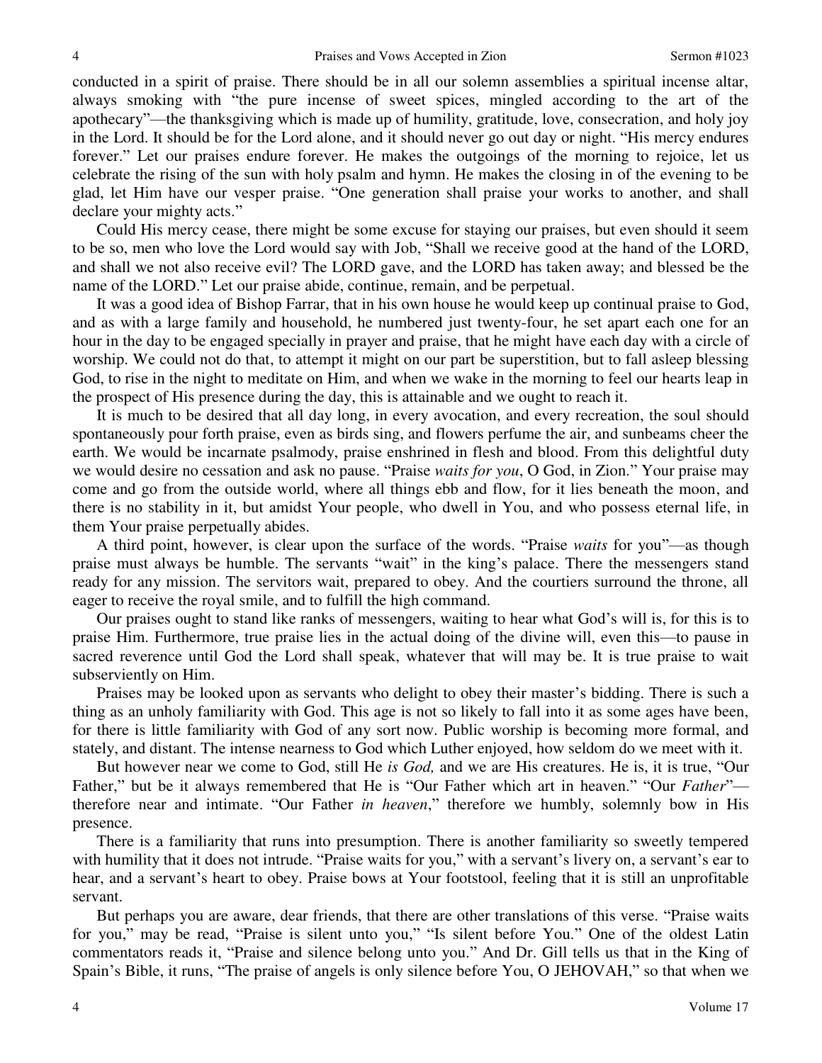conducted in a spirit of praise. There should be in all our solemn assemblies a spiritual incense altar, always smoking with "the pure incense of sweet spices, mingled according to the art of the apothecary"—the thanksgiving which is made up of humility, gratitude, love, consecration, and holy joy in the Lord. It should be for the Lord alone, and it should never go out day or night. "His mercy endures forever." Let our praises endure forever. He makes the outgoings of the morning to rejoice, let us celebrate the rising of the sun with holy psalm and hymn. He makes the closing in of the evening to be glad, let Him have our vesper praise. "One generation shall praise your works to another, and shall declare your mighty acts."

Could His mercy cease, there might be some excuse for staying our praises, but even should it seem to be so, men who love the Lord would say with Job, "Shall we receive good at the hand of the LORD, and shall we not also receive evil? The LORD gave, and the LORD has taken away; and blessed be the name of the LORD." Let our praise abide, continue, remain, and be perpetual.

It was a good idea of Bishop Farrar, that in his own house he would keep up continual praise to God, and as with a large family and household, he numbered just twenty-four, he set apart each one for an hour in the day to be engaged specially in prayer and praise, that he might have each day with a circle of worship. We could not do that, to attempt it might on our part be superstition, but to fall asleep blessing God, to rise in the night to meditate on Him, and when we wake in the morning to feel our hearts leap in the prospect of His presence during the day, this is attainable and we ought to reach it.

It is much to be desired that all day long, in every avocation, and every recreation, the soul should spontaneously pour forth praise, even as birds sing, and flowers perfume the air, and sunbeams cheer the earth. We would be incarnate psalmody, praise enshrined in flesh and blood. From this delightful duty we would desire no cessation and ask no pause. "Praise *waits for you*, O God, in Zion." Your praise may come and go from the outside world, where all things ebb and flow, for it lies beneath the moon, and there is no stability in it, but amidst Your people, who dwell in You, and who possess eternal life, in them Your praise perpetually abides.

A third point, however, is clear upon the surface of the words. "Praise *waits* for you"—as though praise must always be humble. The servants "wait" in the king's palace. There the messengers stand ready for any mission. The servitors wait, prepared to obey. And the courtiers surround the throne, all eager to receive the royal smile, and to fulfill the high command.

Our praises ought to stand like ranks of messengers, waiting to hear what God's will is, for this is to praise Him. Furthermore, true praise lies in the actual doing of the divine will, even this—to pause in sacred reverence until God the Lord shall speak, whatever that will may be. It is true praise to wait subserviently on Him.

Praises may be looked upon as servants who delight to obey their master's bidding. There is such a thing as an unholy familiarity with God. This age is not so likely to fall into it as some ages have been, for there is little familiarity with God of any sort now. Public worship is becoming more formal, and stately, and distant. The intense nearness to God which Luther enjoyed, how seldom do we meet with it.

But however near we come to God, still He *is God,* and we are His creatures. He is, it is true, "Our Father," but be it always remembered that He is "Our Father which art in heaven." "Our *Father*"—therefore near and intimate. "Our Father *in heaven*," therefore we humbly, solemnly bow in His presence.

There is a familiarity that runs into presumption. There is another familiarity so sweetly tempered with humility that it does not intrude. "Praise waits for you," with a servant's livery on, a servant's ear to hear, and a servant's heart to obey. Praise bows at Your footstool, feeling that it is still an unprofitable servant.

But perhaps you are aware, dear friends, that there are other translations of this verse. "Praise waits for you," may be read, "Praise is silent unto you," "Is silent before You." One of the oldest Latin commentators reads it, "Praise and silence belong unto you." And Dr. Gill tells us that in the King of Spain's Bible, it runs, "The praise of angels is only silence before You, O JEHOVAH," so that when we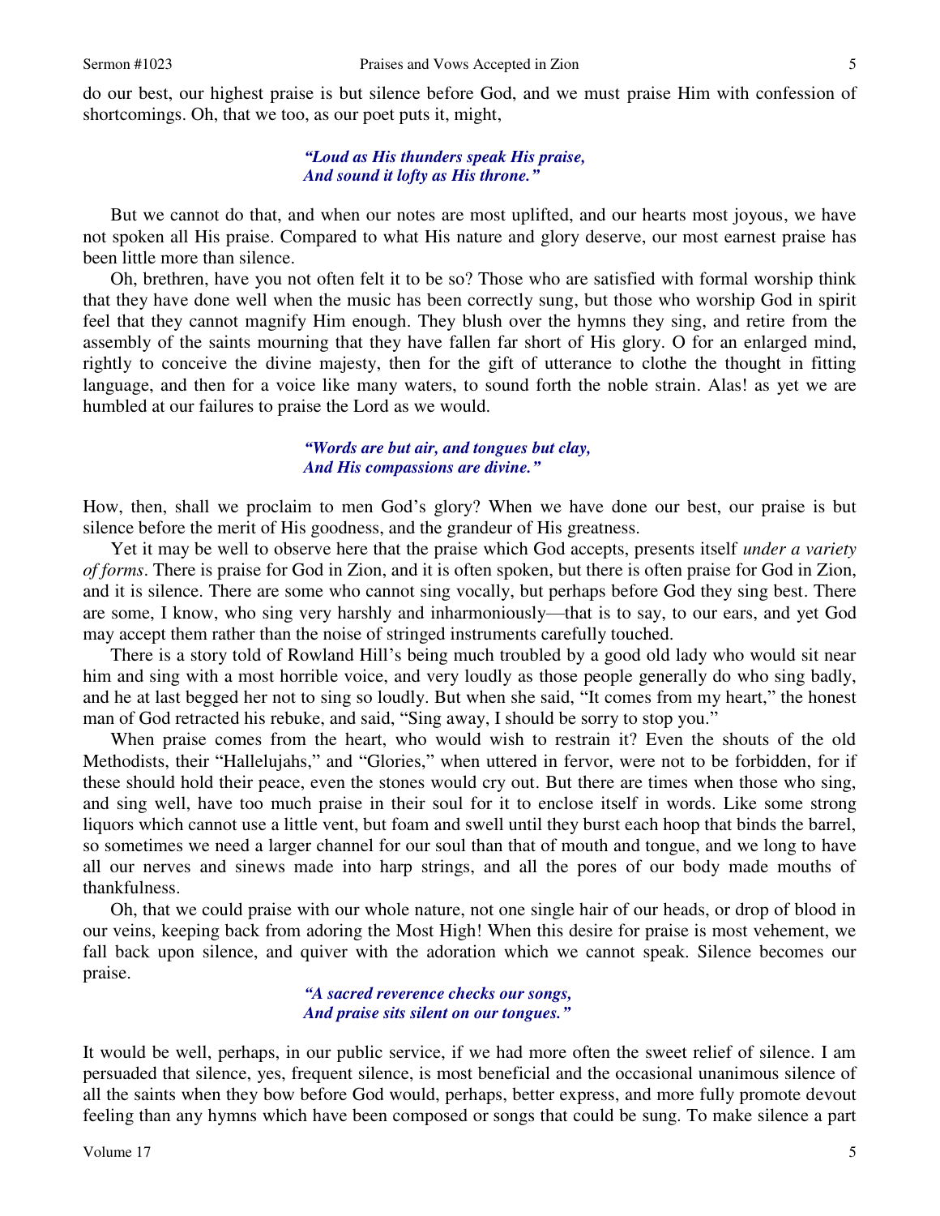do our best, our highest praise is but silence before God, and we must praise Him with confession of shortcomings. Oh, that we too, as our poet puts it, might,

> ***"Loud as His thunders speak His praise,***
> ***And sound it lofty as His throne."***

But we cannot do that, and when our notes are most uplifted, and our hearts most joyous, we have not spoken all His praise. Compared to what His nature and glory deserve, our most earnest praise has been little more than silence.

Oh, brethren, have you not often felt it to be so? Those who are satisfied with formal worship think that they have done well when the music has been correctly sung, but those who worship God in spirit feel that they cannot magnify Him enough. They blush over the hymns they sing, and retire from the assembly of the saints mourning that they have fallen far short of His glory. O for an enlarged mind, rightly to conceive the divine majesty, then for the gift of utterance to clothe the thought in fitting language, and then for a voice like many waters, to sound forth the noble strain. Alas! as yet we are humbled at our failures to praise the Lord as we would.

> ***"Words are but air, and tongues but clay,***
> ***And His compassions are divine."***

How, then, shall we proclaim to men God's glory? When we have done our best, our praise is but silence before the merit of His goodness, and the grandeur of His greatness.

Yet it may be well to observe here that the praise which God accepts, presents itself *under a variety of forms*. There is praise for God in Zion, and it is often spoken, but there is often praise for God in Zion, and it is silence. There are some who cannot sing vocally, but perhaps before God they sing best. There are some, I know, who sing very harshly and inharmoniously—that is to say, to our ears, and yet God may accept them rather than the noise of stringed instruments carefully touched.

There is a story told of Rowland Hill's being much troubled by a good old lady who would sit near him and sing with a most horrible voice, and very loudly as those people generally do who sing badly, and he at last begged her not to sing so loudly. But when she said, "It comes from my heart," the honest man of God retracted his rebuke, and said, "Sing away, I should be sorry to stop you."

When praise comes from the heart, who would wish to restrain it? Even the shouts of the old Methodists, their "Hallelujahs," and "Glories," when uttered in fervor, were not to be forbidden, for if these should hold their peace, even the stones would cry out. But there are times when those who sing, and sing well, have too much praise in their soul for it to enclose itself in words. Like some strong liquors which cannot use a little vent, but foam and swell until they burst each hoop that binds the barrel, so sometimes we need a larger channel for our soul than that of mouth and tongue, and we long to have all our nerves and sinews made into harp strings, and all the pores of our body made mouths of thankfulness.

Oh, that we could praise with our whole nature, not one single hair of our heads, or drop of blood in our veins, keeping back from adoring the Most High! When this desire for praise is most vehement, we fall back upon silence, and quiver with the adoration which we cannot speak. Silence becomes our praise.

> ***"A sacred reverence checks our songs,***
> ***And praise sits silent on our tongues."***

It would be well, perhaps, in our public service, if we had more often the sweet relief of silence. I am persuaded that silence, yes, frequent silence, is most beneficial and the occasional unanimous silence of all the saints when they bow before God would, perhaps, better express, and more fully promote devout feeling than any hymns which have been composed or songs that could be sung. To make silence a part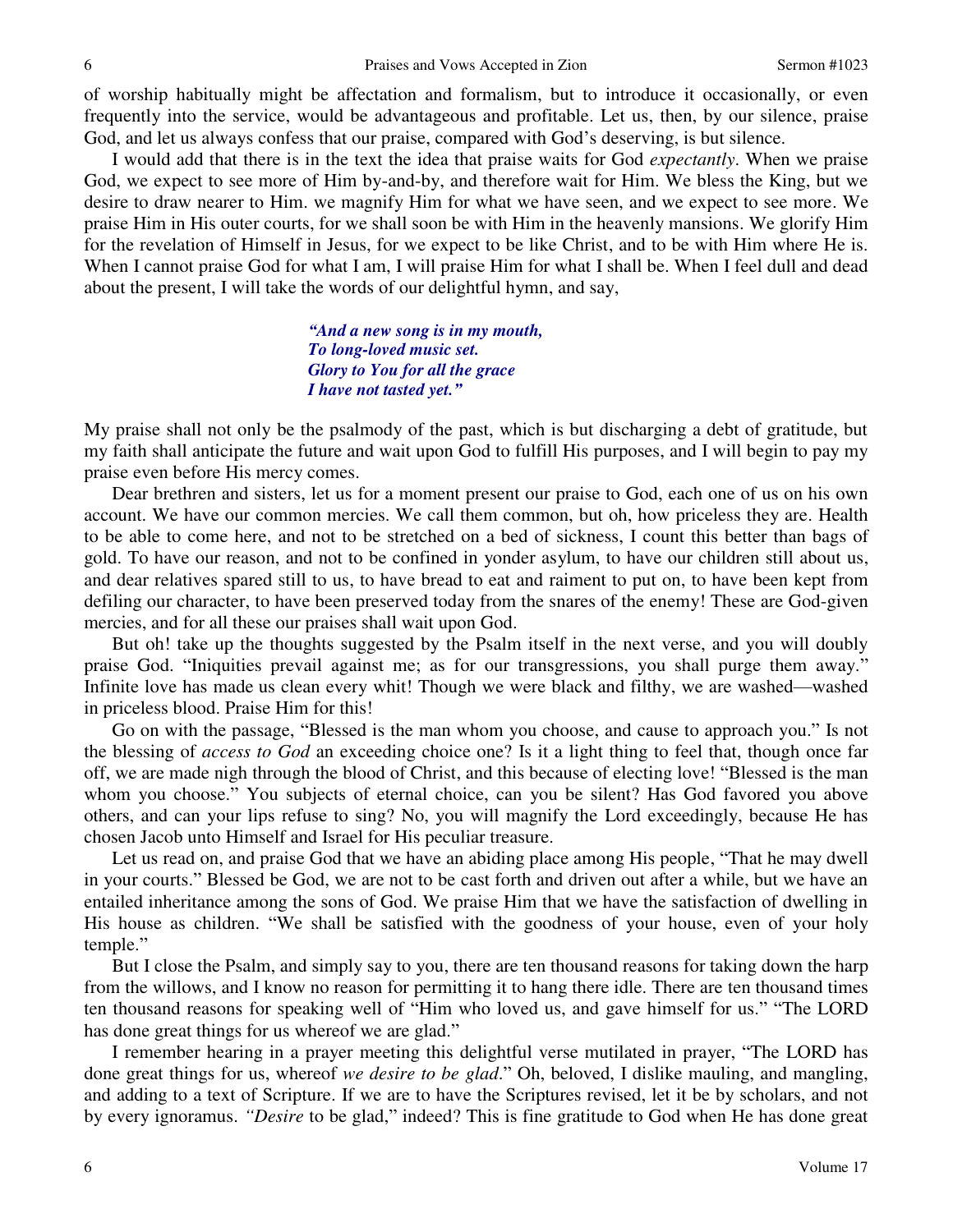of worship habitually might be affectation and formalism, but to introduce it occasionally, or even frequently into the service, would be advantageous and profitable. Let us, then, by our silence, praise God, and let us always confess that our praise, compared with God's deserving, is but silence.

I would add that there is in the text the idea that praise waits for God *expectantly*. When we praise God, we expect to see more of Him by-and-by, and therefore wait for Him. We bless the King, but we desire to draw nearer to Him. we magnify Him for what we have seen, and we expect to see more. We praise Him in His outer courts, for we shall soon be with Him in the heavenly mansions. We glorify Him for the revelation of Himself in Jesus, for we expect to be like Christ, and to be with Him where He is. When I cannot praise God for what I am, I will praise Him for what I shall be. When I feel dull and dead about the present, I will take the words of our delightful hymn, and say,

> ***"And a new song is in my mouth,***
> ***To long-loved music set.***
> ***Glory to You for all the grace***
> ***I have not tasted yet."***

My praise shall not only be the psalmody of the past, which is but discharging a debt of gratitude, but my faith shall anticipate the future and wait upon God to fulfill His purposes, and I will begin to pay my praise even before His mercy comes.

Dear brethren and sisters, let us for a moment present our praise to God, each one of us on his own account. We have our common mercies. We call them common, but oh, how priceless they are. Health to be able to come here, and not to be stretched on a bed of sickness, I count this better than bags of gold. To have our reason, and not to be confined in yonder asylum, to have our children still about us, and dear relatives spared still to us, to have bread to eat and raiment to put on, to have been kept from defiling our character, to have been preserved today from the snares of the enemy! These are God-given mercies, and for all these our praises shall wait upon God.

But oh! take up the thoughts suggested by the Psalm itself in the next verse, and you will doubly praise God. "Iniquities prevail against me; as for our transgressions, you shall purge them away." Infinite love has made us clean every whit! Though we were black and filthy, we are washed—washed in priceless blood. Praise Him for this!

Go on with the passage, "Blessed is the man whom you choose, and cause to approach you." Is not the blessing of *access to God* an exceeding choice one? Is it a light thing to feel that, though once far off, we are made nigh through the blood of Christ, and this because of electing love! "Blessed is the man whom you choose." You subjects of eternal choice, can you be silent? Has God favored you above others, and can your lips refuse to sing? No, you will magnify the Lord exceedingly, because He has chosen Jacob unto Himself and Israel for His peculiar treasure.

Let us read on, and praise God that we have an abiding place among His people, "That he may dwell in your courts." Blessed be God, we are not to be cast forth and driven out after a while, but we have an entailed inheritance among the sons of God. We praise Him that we have the satisfaction of dwelling in His house as children. "We shall be satisfied with the goodness of your house, even of your holy temple."

But I close the Psalm, and simply say to you, there are ten thousand reasons for taking down the harp from the willows, and I know no reason for permitting it to hang there idle. There are ten thousand times ten thousand reasons for speaking well of "Him who loved us, and gave himself for us." "The LORD has done great things for us whereof we are glad."

I remember hearing in a prayer meeting this delightful verse mutilated in prayer, "The LORD has done great things for us, whereof *we desire to be glad*." Oh, beloved, I dislike mauling, and mangling, and adding to a text of Scripture. If we are to have the Scriptures revised, let it be by scholars, and not by every ignoramus. *"Desire* to be glad," indeed? This is fine gratitude to God when He has done great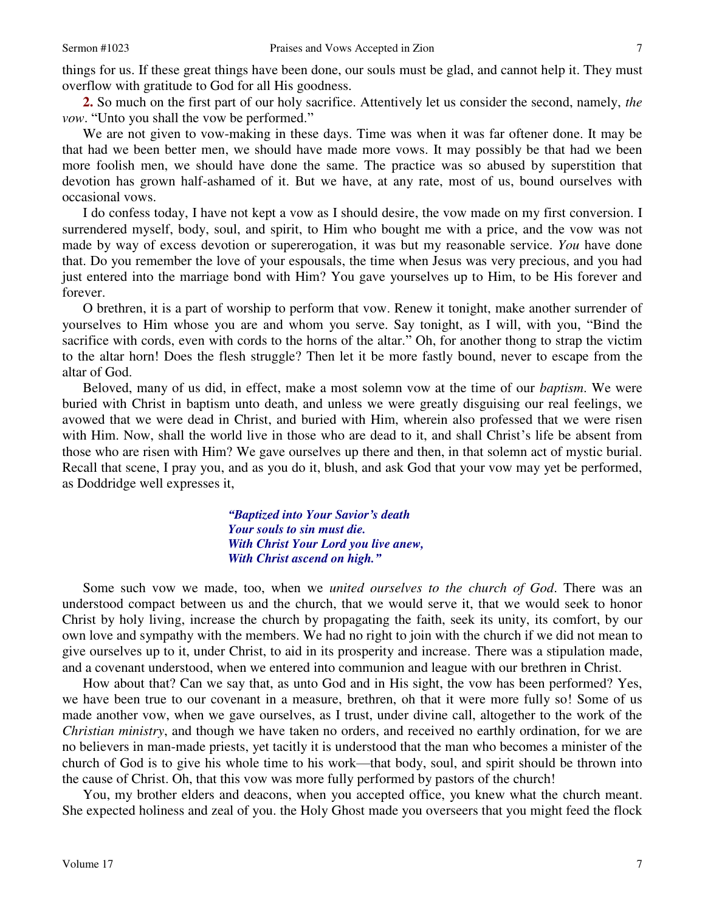things for us. If these great things have been done, our souls must be glad, and cannot help it. They must overflow with gratitude to God for all His goodness.

**2.** So much on the first part of our holy sacrifice. Attentively let us consider the second, namely, *the vow*. "Unto you shall the vow be performed."

We are not given to vow-making in these days. Time was when it was far oftener done. It may be that had we been better men, we should have made more vows. It may possibly be that had we been more foolish men, we should have done the same. The practice was so abused by superstition that devotion has grown half-ashamed of it. But we have, at any rate, most of us, bound ourselves with occasional vows.

I do confess today, I have not kept a vow as I should desire, the vow made on my first conversion. I surrendered myself, body, soul, and spirit, to Him who bought me with a price, and the vow was not made by way of excess devotion or supererogation, it was but my reasonable service. *You* have done that. Do you remember the love of your espousals, the time when Jesus was very precious, and you had just entered into the marriage bond with Him? You gave yourselves up to Him, to be His forever and forever.

O brethren, it is a part of worship to perform that vow. Renew it tonight, make another surrender of yourselves to Him whose you are and whom you serve. Say tonight, as I will, with you, "Bind the sacrifice with cords, even with cords to the horns of the altar." Oh, for another thong to strap the victim to the altar horn! Does the flesh struggle? Then let it be more fastly bound, never to escape from the altar of God.

Beloved, many of us did, in effect, make a most solemn vow at the time of our *baptism*. We were buried with Christ in baptism unto death, and unless we were greatly disguising our real feelings, we avowed that we were dead in Christ, and buried with Him, wherein also professed that we were risen with Him. Now, shall the world live in those who are dead to it, and shall Christ's life be absent from those who are risen with Him? We gave ourselves up there and then, in that solemn act of mystic burial. Recall that scene, I pray you, and as you do it, blush, and ask God that your vow may yet be performed, as Doddridge well expresses it,

> ***"Baptized into Your Savior's death***
> ***Your souls to sin must die.***
> ***With Christ Your Lord you live anew,***
> ***With Christ ascend on high."***

Some such vow we made, too, when we *united ourselves to the church of God*. There was an understood compact between us and the church, that we would serve it, that we would seek to honor Christ by holy living, increase the church by propagating the faith, seek its unity, its comfort, by our own love and sympathy with the members. We had no right to join with the church if we did not mean to give ourselves up to it, under Christ, to aid in its prosperity and increase. There was a stipulation made, and a covenant understood, when we entered into communion and league with our brethren in Christ.

How about that? Can we say that, as unto God and in His sight, the vow has been performed? Yes, we have been true to our covenant in a measure, brethren, oh that it were more fully so! Some of us made another vow, when we gave ourselves, as I trust, under divine call, altogether to the work of the *Christian ministry*, and though we have taken no orders, and received no earthly ordination, for we are no believers in man-made priests, yet tacitly it is understood that the man who becomes a minister of the church of God is to give his whole time to his work—that body, soul, and spirit should be thrown into the cause of Christ. Oh, that this vow was more fully performed by pastors of the church!

You, my brother elders and deacons, when you accepted office, you knew what the church meant. She expected holiness and zeal of you. the Holy Ghost made you overseers that you might feed the flock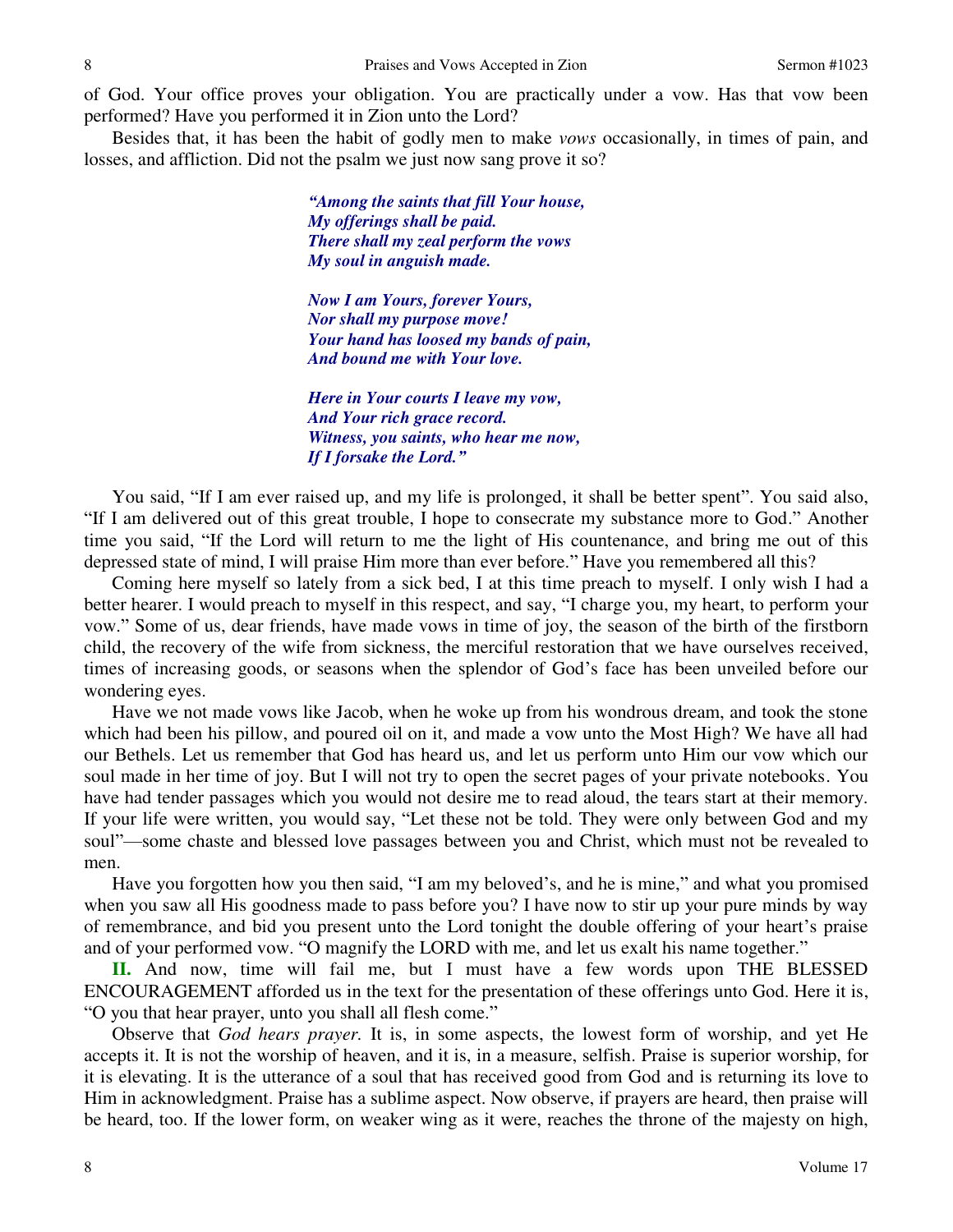of God. Your office proves your obligation. You are practically under a vow. Has that vow been performed? Have you performed it in Zion unto the Lord?

Besides that, it has been the habit of godly men to make *vows* occasionally, in times of pain, and losses, and affliction. Did not the psalm we just now sang prove it so?

> ***"Among the saints that fill Your house,***
> ***My offerings shall be paid.***
> ***There shall my zeal perform the vows***
> ***My soul in anguish made.***
>
> ***Now I am Yours, forever Yours,***
> ***Nor shall my purpose move!***
> ***Your hand has loosed my bands of pain,***
> ***And bound me with Your love.***
>
> ***Here in Your courts I leave my vow,***
> ***And Your rich grace record.***
> ***Witness, you saints, who hear me now,***
> ***If I forsake the Lord."***

You said, "If I am ever raised up, and my life is prolonged, it shall be better spent". You said also, "If I am delivered out of this great trouble, I hope to consecrate my substance more to God." Another time you said, "If the Lord will return to me the light of His countenance, and bring me out of this depressed state of mind, I will praise Him more than ever before." Have you remembered all this?

Coming here myself so lately from a sick bed, I at this time preach to myself. I only wish I had a better hearer. I would preach to myself in this respect, and say, "I charge you, my heart, to perform your vow." Some of us, dear friends, have made vows in time of joy, the season of the birth of the firstborn child, the recovery of the wife from sickness, the merciful restoration that we have ourselves received, times of increasing goods, or seasons when the splendor of God's face has been unveiled before our wondering eyes.

Have we not made vows like Jacob, when he woke up from his wondrous dream, and took the stone which had been his pillow, and poured oil on it, and made a vow unto the Most High? We have all had our Bethels. Let us remember that God has heard us, and let us perform unto Him our vow which our soul made in her time of joy. But I will not try to open the secret pages of your private notebooks. You have had tender passages which you would not desire me to read aloud, the tears start at their memory. If your life were written, you would say, "Let these not be told. They were only between God and my soul"—some chaste and blessed love passages between you and Christ, which must not be revealed to men.

Have you forgotten how you then said, "I am my beloved's, and he is mine," and what you promised when you saw all His goodness made to pass before you? I have now to stir up your pure minds by way of remembrance, and bid you present unto the Lord tonight the double offering of your heart's praise and of your performed vow. "O magnify the LORD with me, and let us exalt his name together."

**II.** And now, time will fail me, but I must have a few words upon THE BLESSED ENCOURAGEMENT afforded us in the text for the presentation of these offerings unto God. Here it is, "O you that hear prayer, unto you shall all flesh come."

Observe that *God hears prayer.* It is, in some aspects, the lowest form of worship, and yet He accepts it. It is not the worship of heaven, and it is, in a measure, selfish. Praise is superior worship, for it is elevating. It is the utterance of a soul that has received good from God and is returning its love to Him in acknowledgment. Praise has a sublime aspect. Now observe, if prayers are heard, then praise will be heard, too. If the lower form, on weaker wing as it were, reaches the throne of the majesty on high,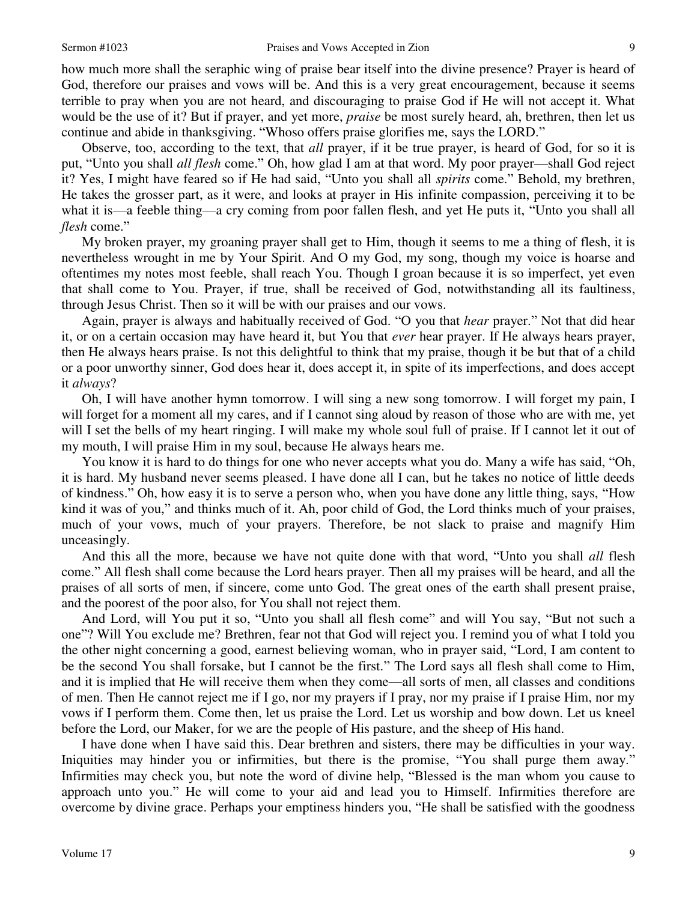how much more shall the seraphic wing of praise bear itself into the divine presence? Prayer is heard of God, therefore our praises and vows will be. And this is a very great encouragement, because it seems terrible to pray when you are not heard, and discouraging to praise God if He will not accept it. What would be the use of it? But if prayer, and yet more, *praise* be most surely heard, ah, brethren, then let us continue and abide in thanksgiving. "Whoso offers praise glorifies me, says the LORD."

Observe, too, according to the text, that *all* prayer, if it be true prayer, is heard of God, for so it is put, "Unto you shall *all flesh* come." Oh, how glad I am at that word. My poor prayer—shall God reject it? Yes, I might have feared so if He had said, "Unto you shall all *spirits* come." Behold, my brethren, He takes the grosser part, as it were, and looks at prayer in His infinite compassion, perceiving it to be what it is—a feeble thing—a cry coming from poor fallen flesh, and yet He puts it, "Unto you shall all *flesh* come."

My broken prayer, my groaning prayer shall get to Him, though it seems to me a thing of flesh, it is nevertheless wrought in me by Your Spirit. And O my God, my song, though my voice is hoarse and oftentimes my notes most feeble, shall reach You. Though I groan because it is so imperfect, yet even that shall come to You. Prayer, if true, shall be received of God, notwithstanding all its faultiness, through Jesus Christ. Then so it will be with our praises and our vows.

Again, prayer is always and habitually received of God. "O you that *hear* prayer." Not that did hear it, or on a certain occasion may have heard it, but You that *ever* hear prayer. If He always hears prayer, then He always hears praise. Is not this delightful to think that my praise, though it be but that of a child or a poor unworthy sinner, God does hear it, does accept it, in spite of its imperfections, and does accept it *always*?

Oh, I will have another hymn tomorrow. I will sing a new song tomorrow. I will forget my pain, I will forget for a moment all my cares, and if I cannot sing aloud by reason of those who are with me, yet will I set the bells of my heart ringing. I will make my whole soul full of praise. If I cannot let it out of my mouth, I will praise Him in my soul, because He always hears me.

You know it is hard to do things for one who never accepts what you do. Many a wife has said, "Oh, it is hard. My husband never seems pleased. I have done all I can, but he takes no notice of little deeds of kindness." Oh, how easy it is to serve a person who, when you have done any little thing, says, "How kind it was of you," and thinks much of it. Ah, poor child of God, the Lord thinks much of your praises, much of your vows, much of your prayers. Therefore, be not slack to praise and magnify Him unceasingly.

And this all the more, because we have not quite done with that word, "Unto you shall *all* flesh come." All flesh shall come because the Lord hears prayer. Then all my praises will be heard, and all the praises of all sorts of men, if sincere, come unto God. The great ones of the earth shall present praise, and the poorest of the poor also, for You shall not reject them.

And Lord, will You put it so, "Unto you shall all flesh come" and will You say, "But not such a one"? Will You exclude me? Brethren, fear not that God will reject you. I remind you of what I told you the other night concerning a good, earnest believing woman, who in prayer said, "Lord, I am content to be the second You shall forsake, but I cannot be the first." The Lord says all flesh shall come to Him, and it is implied that He will receive them when they come—all sorts of men, all classes and conditions of men. Then He cannot reject me if I go, nor my prayers if I pray, nor my praise if I praise Him, nor my vows if I perform them. Come then, let us praise the Lord. Let us worship and bow down. Let us kneel before the Lord, our Maker, for we are the people of His pasture, and the sheep of His hand.

I have done when I have said this. Dear brethren and sisters, there may be difficulties in your way. Iniquities may hinder you or infirmities, but there is the promise, "You shall purge them away." Infirmities may check you, but note the word of divine help, "Blessed is the man whom you cause to approach unto you." He will come to your aid and lead you to Himself. Infirmities therefore are overcome by divine grace. Perhaps your emptiness hinders you, "He shall be satisfied with the goodness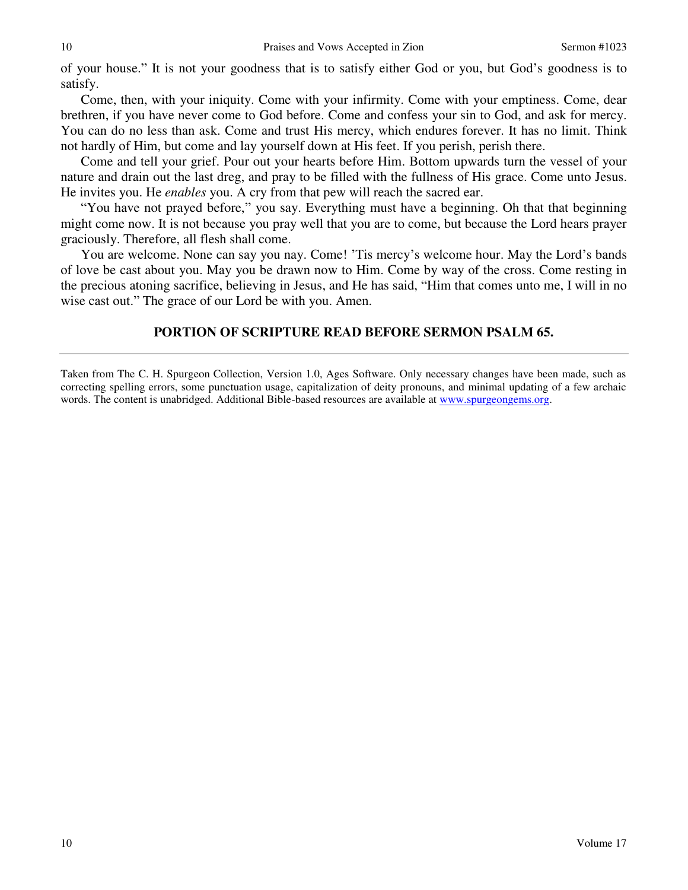of your house." It is not your goodness that is to satisfy either God or you, but God's goodness is to satisfy.

Come, then, with your iniquity. Come with your infirmity. Come with your emptiness. Come, dear brethren, if you have never come to God before. Come and confess your sin to God, and ask for mercy. You can do no less than ask. Come and trust His mercy, which endures forever. It has no limit. Think not hardly of Him, but come and lay yourself down at His feet. If you perish, perish there.

Come and tell your grief. Pour out your hearts before Him. Bottom upwards turn the vessel of your nature and drain out the last dreg, and pray to be filled with the fullness of His grace. Come unto Jesus. He invites you. He *enables* you. A cry from that pew will reach the sacred ear.

"You have not prayed before," you say. Everything must have a beginning. Oh that that beginning might come now. It is not because you pray well that you are to come, but because the Lord hears prayer graciously. Therefore, all flesh shall come.

You are welcome. None can say you nay. Come! 'Tis mercy's welcome hour. May the Lord's bands of love be cast about you. May you be drawn now to Him. Come by way of the cross. Come resting in the precious atoning sacrifice, believing in Jesus, and He has said, "Him that comes unto me, I will in no wise cast out." The grace of our Lord be with you. Amen.

## PORTION OF SCRIPTURE READ BEFORE SERMON PSALM 65.

---

Taken from The C. H. Spurgeon Collection, Version 1.0, Ages Software. Only necessary changes have been made, such as correcting spelling errors, some punctuation usage, capitalization of deity pronouns, and minimal updating of a few archaic words. The content is unabridged. Additional Bible-based resources are available at www.spurgeongems.org.